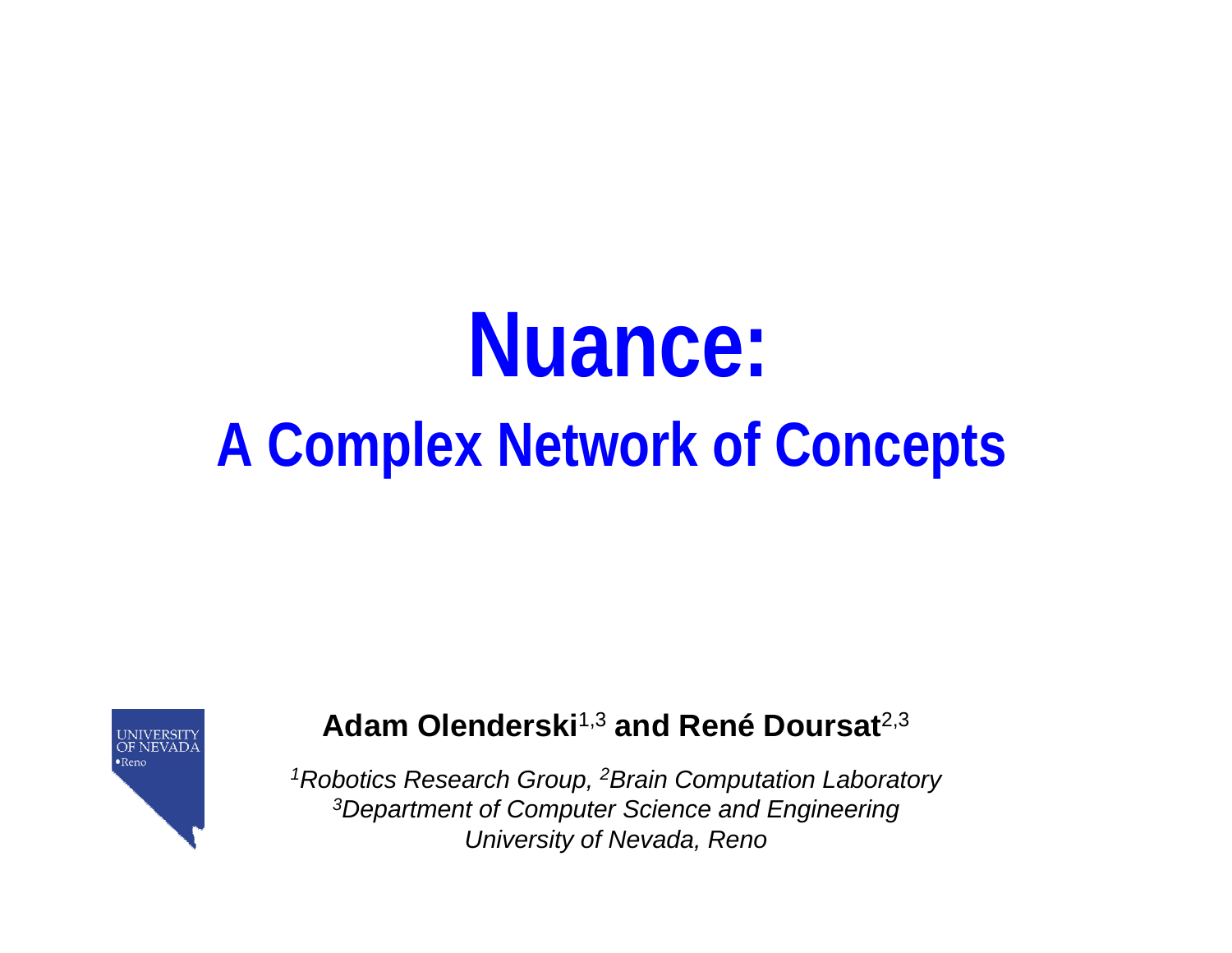# Nuance:

## A Complex Network of Concepts

**Adam Olenderski**[1,3] **and René Doursat**[2,3]

*[1]Robotics Research Group, [2]Brain Computation Laboratory*
*[3]Department of Computer Science and Engineering*
*University of Nevada, Reno*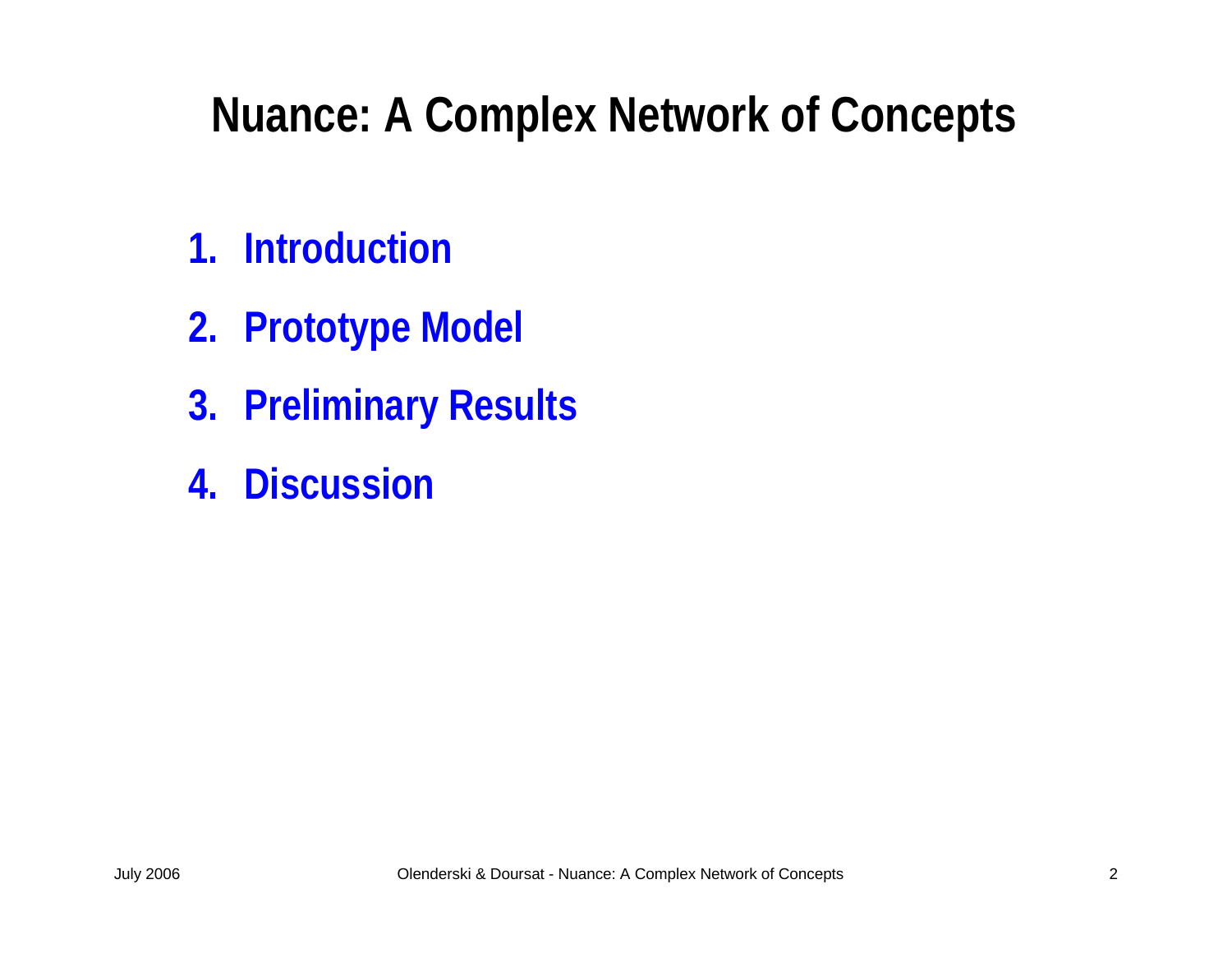# Nuance: A Complex Network of Concepts

1. **Introduction**
2. **Prototype Model**
3. **Preliminary Results**
4. **Discussion**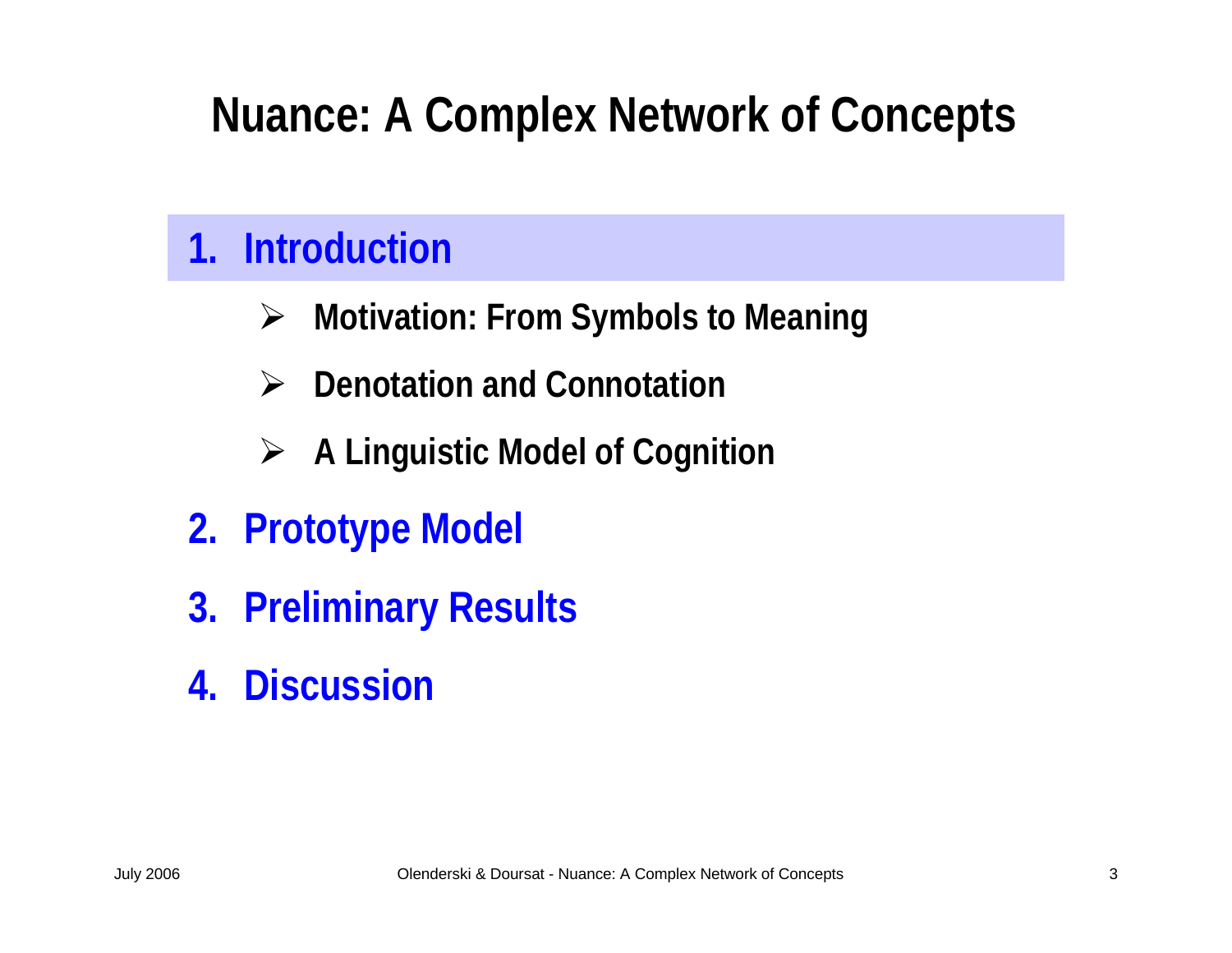# Nuance: A Complex Network of Concepts

1. **Introduction**
   - **Motivation: From Symbols to Meaning**
   - **Denotation and Connotation**
   - **A Linguistic Model of Cognition**
2. **Prototype Model**
3. **Preliminary Results**
4. **Discussion**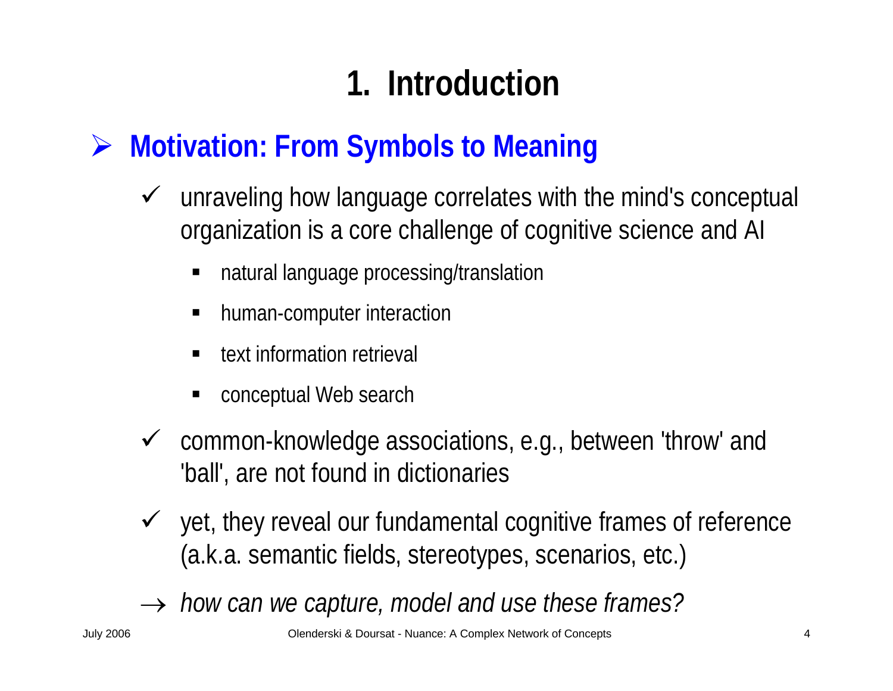# 1. Introduction

## Motivation: From Symbols to Meaning

- unraveling how language correlates with the mind's conceptual organization is a core challenge of cognitive science and AI
  - natural language processing/translation
  - human-computer interaction
  - text information retrieval
  - conceptual Web search
- common-knowledge associations, e.g., between 'throw' and 'ball', are not found in dictionaries
- yet, they reveal our fundamental cognitive frames of reference (a.k.a. semantic fields, stereotypes, scenarios, etc.)

→ *how can we capture, model and use these frames?*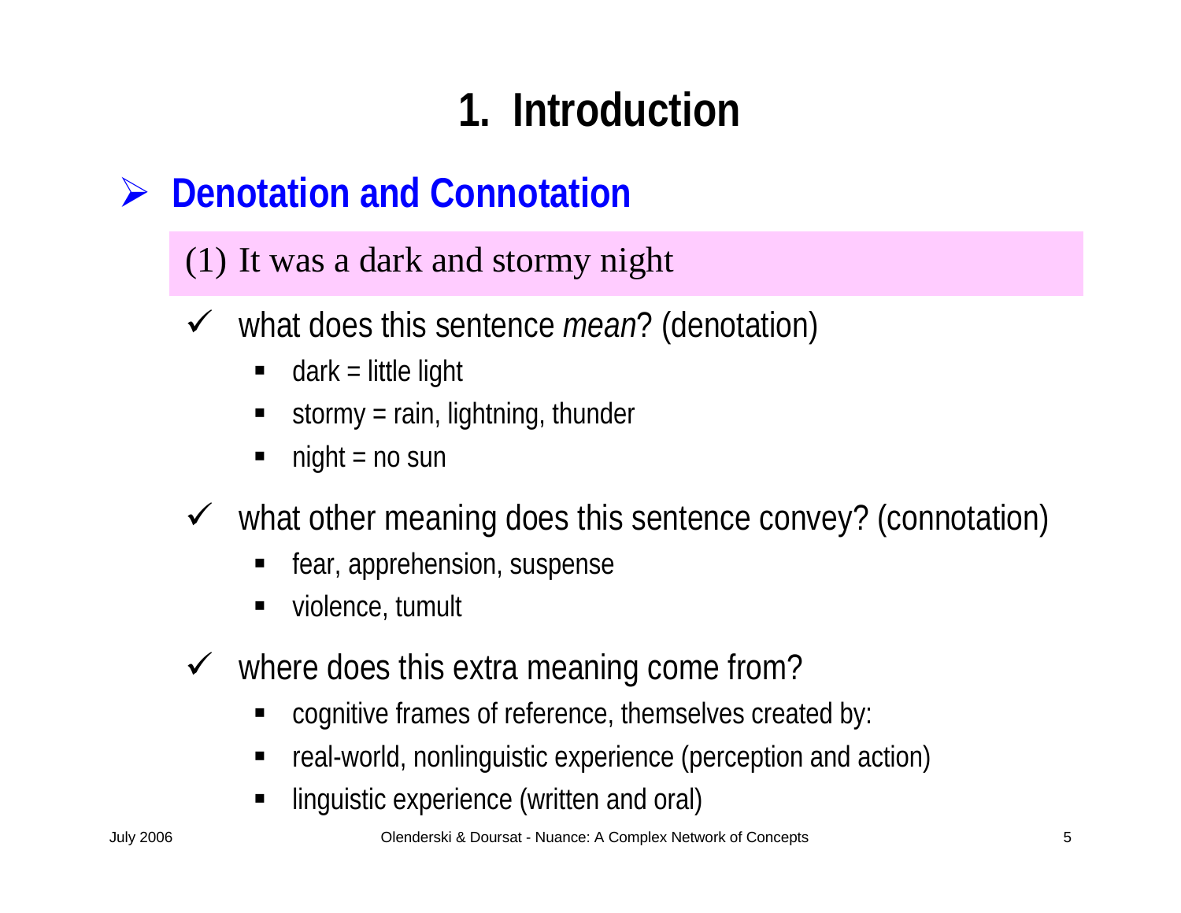# 1. Introduction

## Denotation and Connotation

(1) It was a dark and stormy night

- what does this sentence *mean*? (denotation)
  - dark = little light
  - stormy = rain, lightning, thunder
  - night = no sun
- what other meaning does this sentence convey? (connotation)
  - fear, apprehension, suspense
  - violence, tumult
- where does this extra meaning come from?
  - cognitive frames of reference, themselves created by:
  - real-world, nonlinguistic experience (perception and action)
  - linguistic experience (written and oral)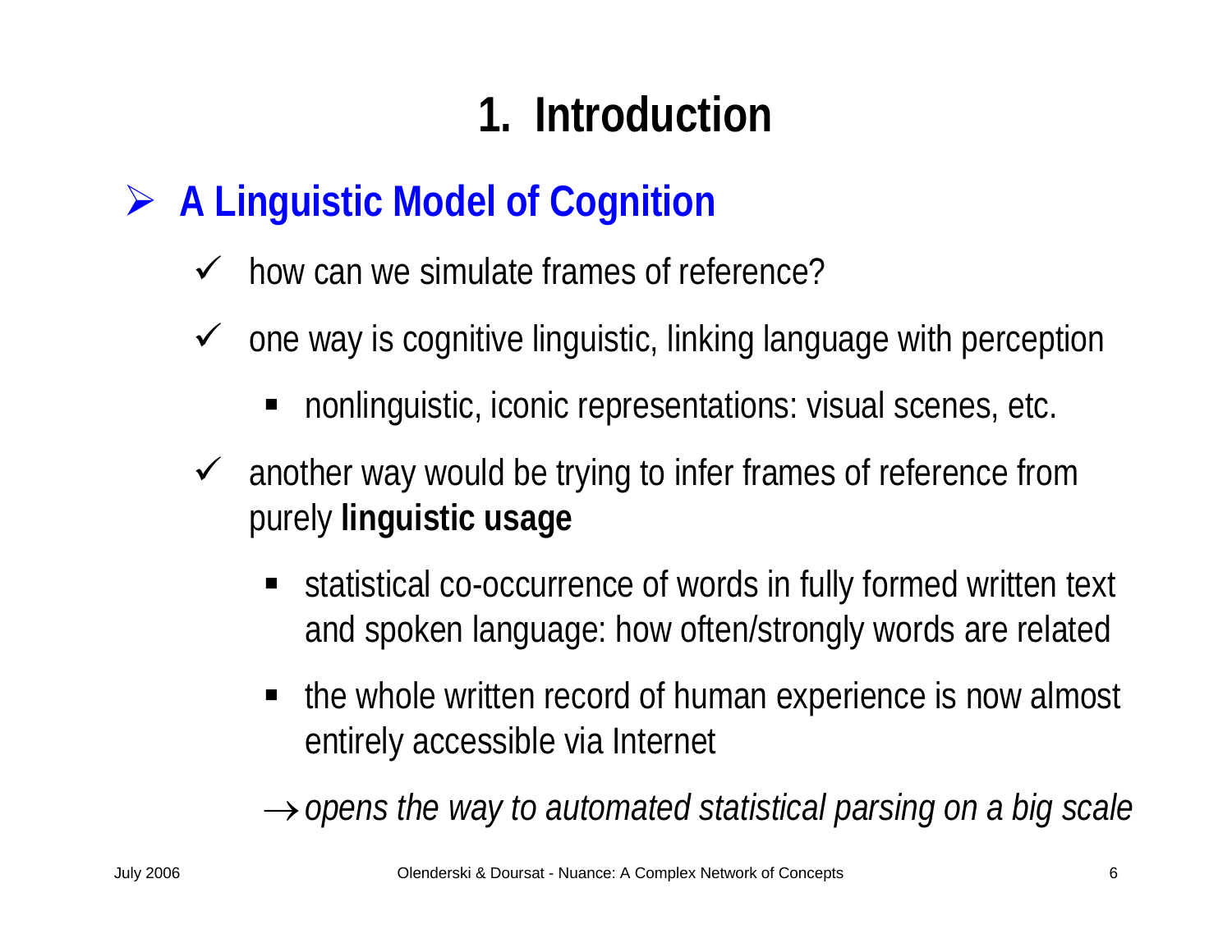# 1. Introduction

## A Linguistic Model of Cognition

- how can we simulate frames of reference?
- one way is cognitive linguistic, linking language with perception
  - nonlinguistic, iconic representations: visual scenes, etc.
- another way would be trying to infer frames of reference from purely **linguistic usage**
  - statistical co-occurrence of words in fully formed written text and spoken language: how often/strongly words are related
  - the whole written record of human experience is now almost entirely accessible via Internet

  → *opens the way to automated statistical parsing on a big scale*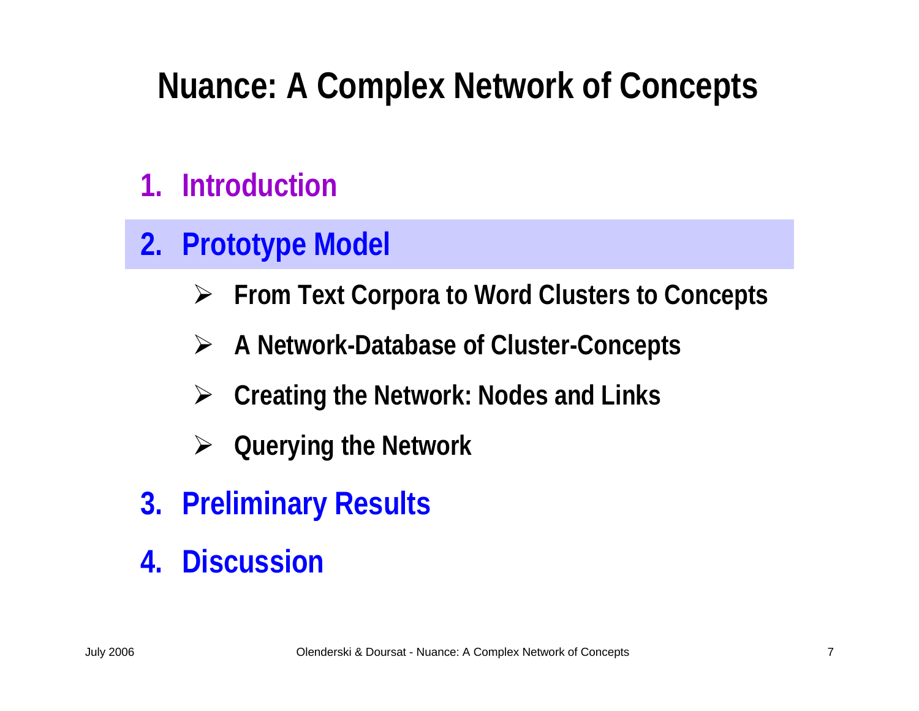# Nuance: A Complex Network of Concepts

1. Introduction
2. Prototype Model
   - From Text Corpora to Word Clusters to Concepts
   - A Network-Database of Cluster-Concepts
   - Creating the Network: Nodes and Links
   - Querying the Network
3. Preliminary Results
4. Discussion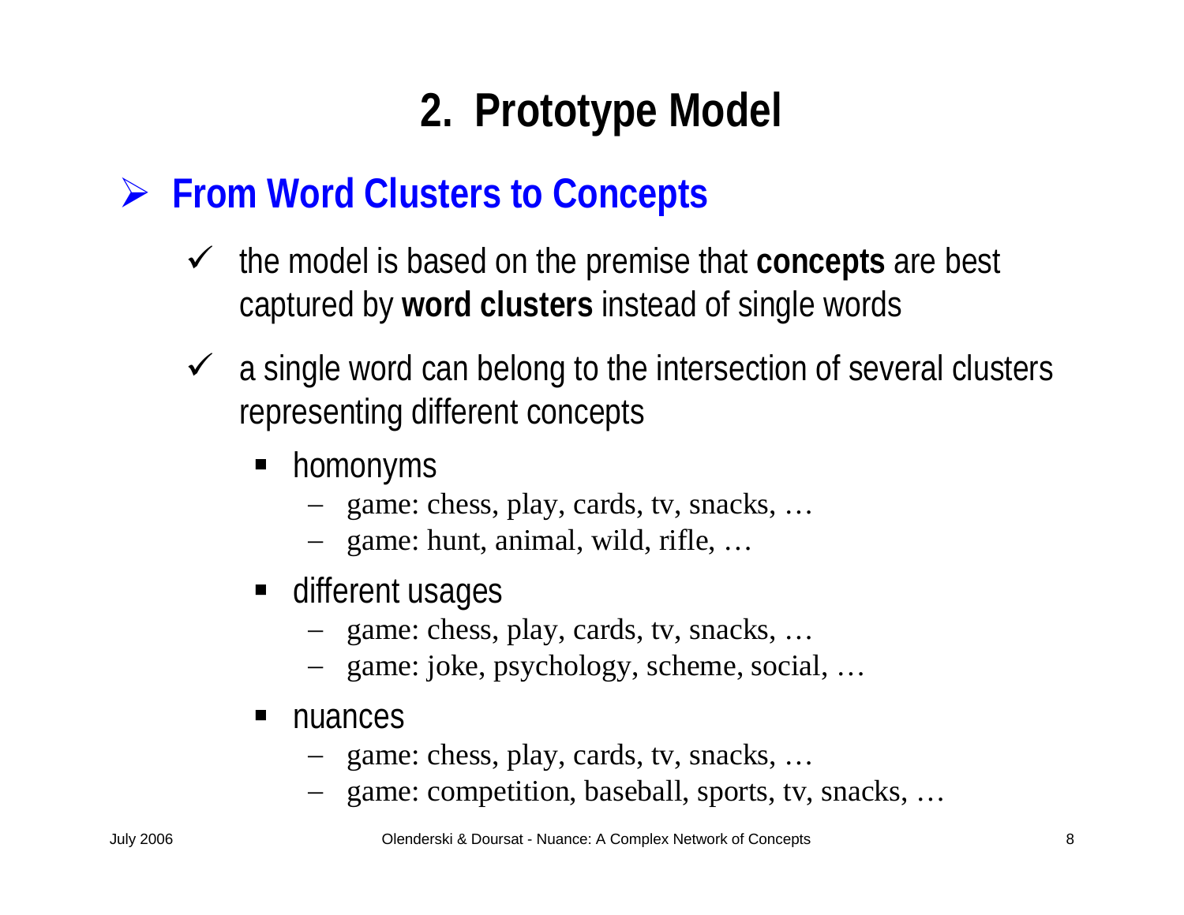# 2. Prototype Model

## From Word Clusters to Concepts

- the model is based on the premise that **concepts** are best captured by **word clusters** instead of single words
- a single word can belong to the intersection of several clusters representing different concepts
  - homonyms
    - game: chess, play, cards, tv, snacks, …
    - game: hunt, animal, wild, rifle, …
  - different usages
    - game: chess, play, cards, tv, snacks, …
    - game: joke, psychology, scheme, social, …
  - nuances
    - game: chess, play, cards, tv, snacks, …
    - game: competition, baseball, sports, tv, snacks, …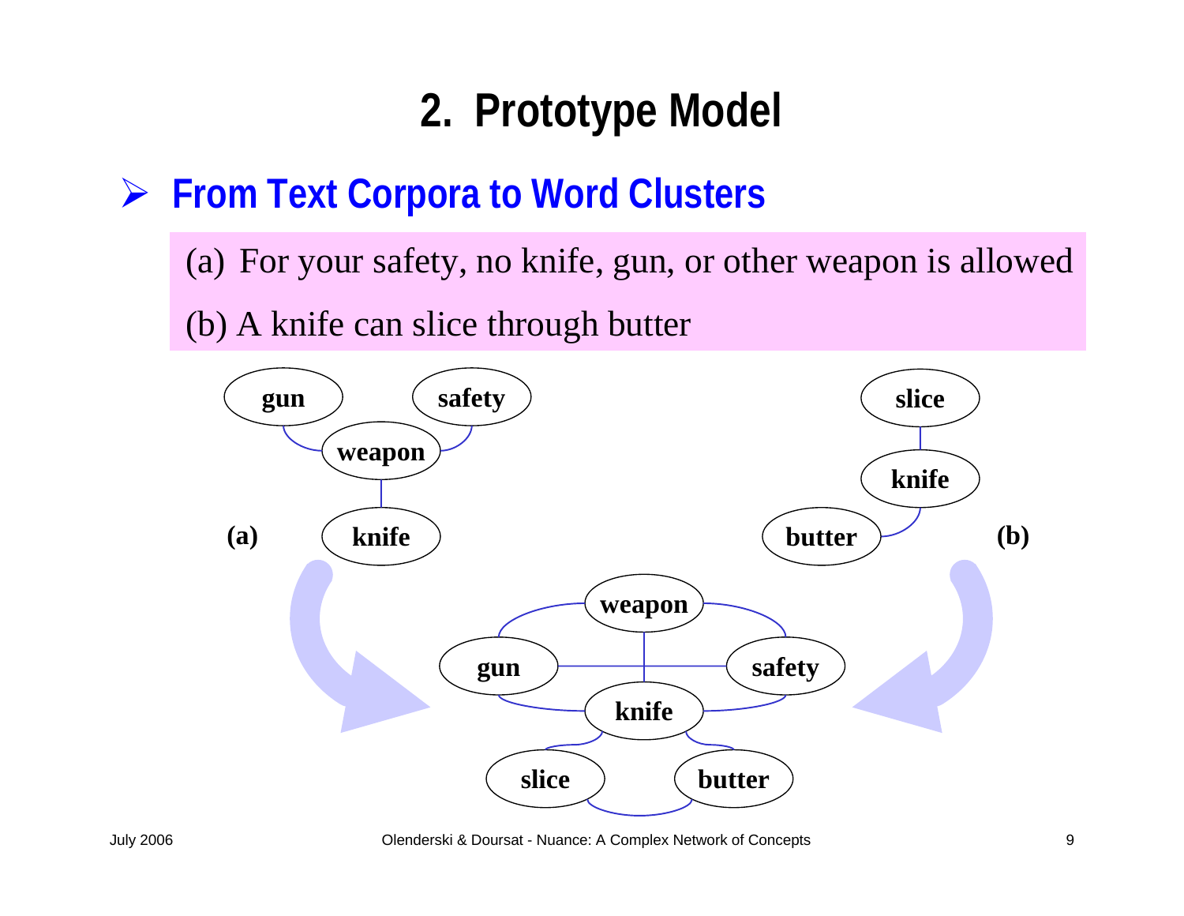# 2. Prototype Model

## From Text Corpora to Word Clusters

(a) For your safety, no knife, gun, or other weapon is allowed

(b) A knife can slice through butter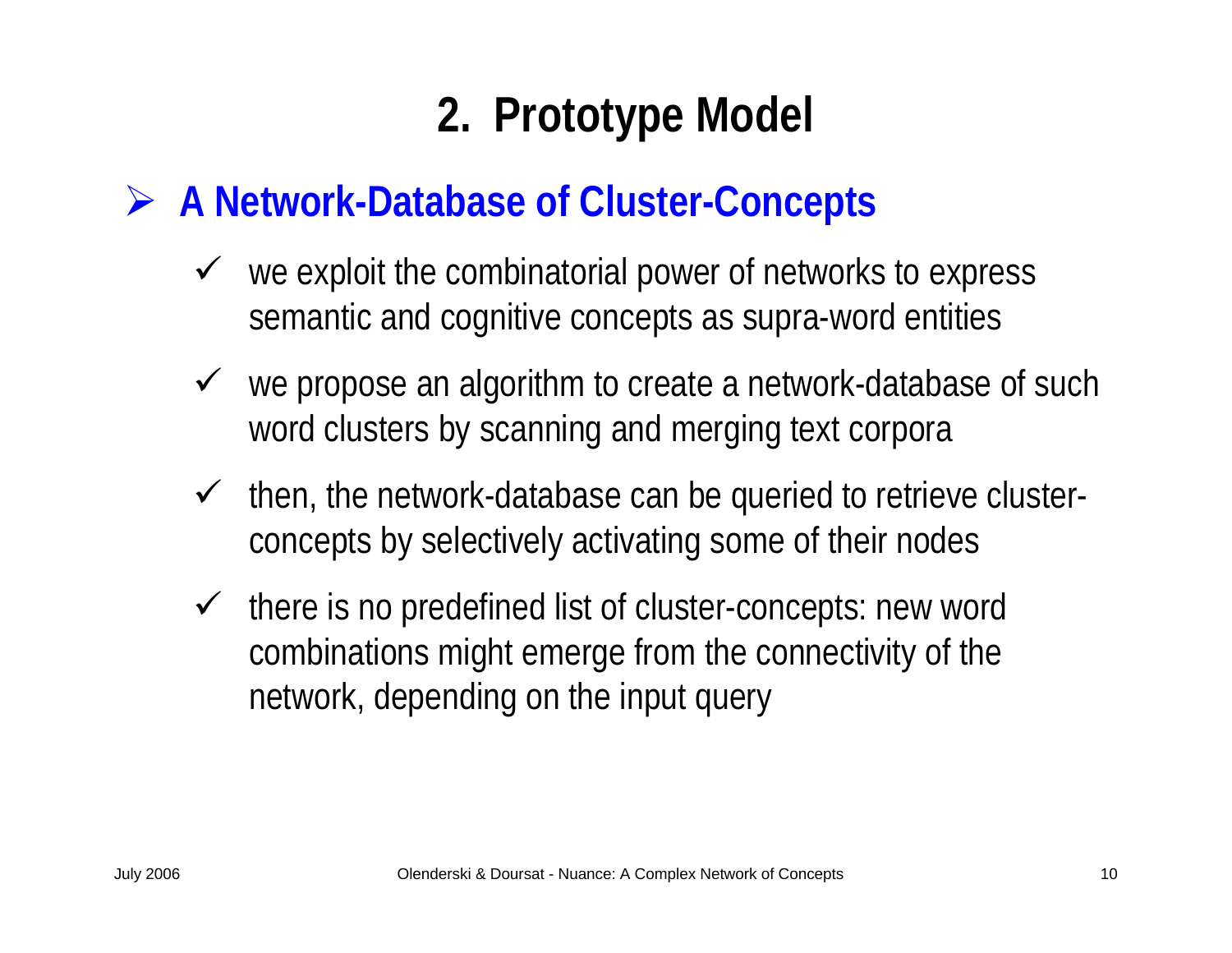# 2. Prototype Model

## A Network-Database of Cluster-Concepts

- we exploit the combinatorial power of networks to express semantic and cognitive concepts as supra-word entities
- we propose an algorithm to create a network-database of such word clusters by scanning and merging text corpora
- then, the network-database can be queried to retrieve cluster-concepts by selectively activating some of their nodes
- there is no predefined list of cluster-concepts: new word combinations might emerge from the connectivity of the network, depending on the input query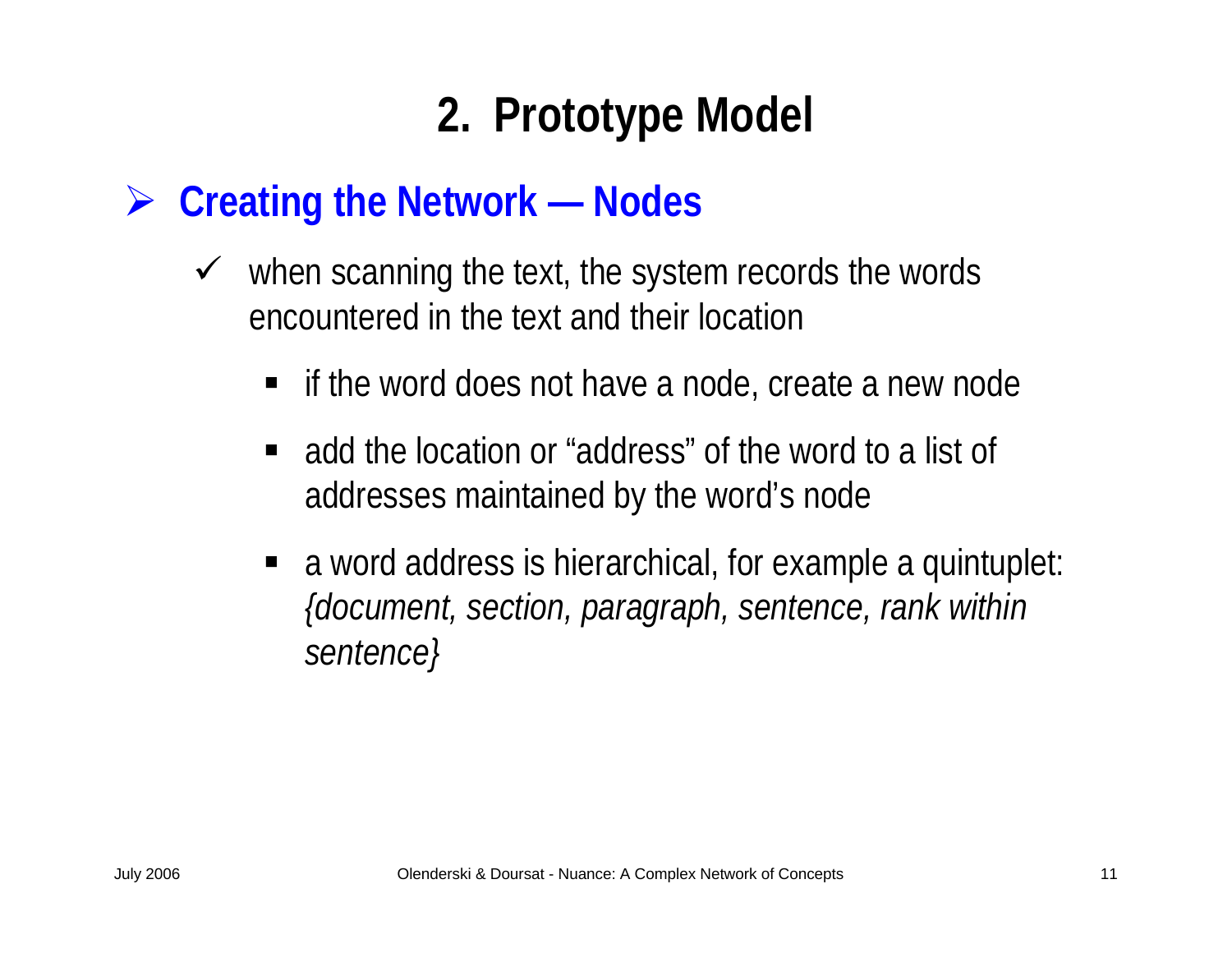# 2. Prototype Model

## Creating the Network — Nodes

- when scanning the text, the system records the words encountered in the text and their location
  - if the word does not have a node, create a new node
  - add the location or “address” of the word to a list of addresses maintained by the word’s node
  - a word address is hierarchical, for example a quintuplet: *{document, section, paragraph, sentence, rank within sentence}*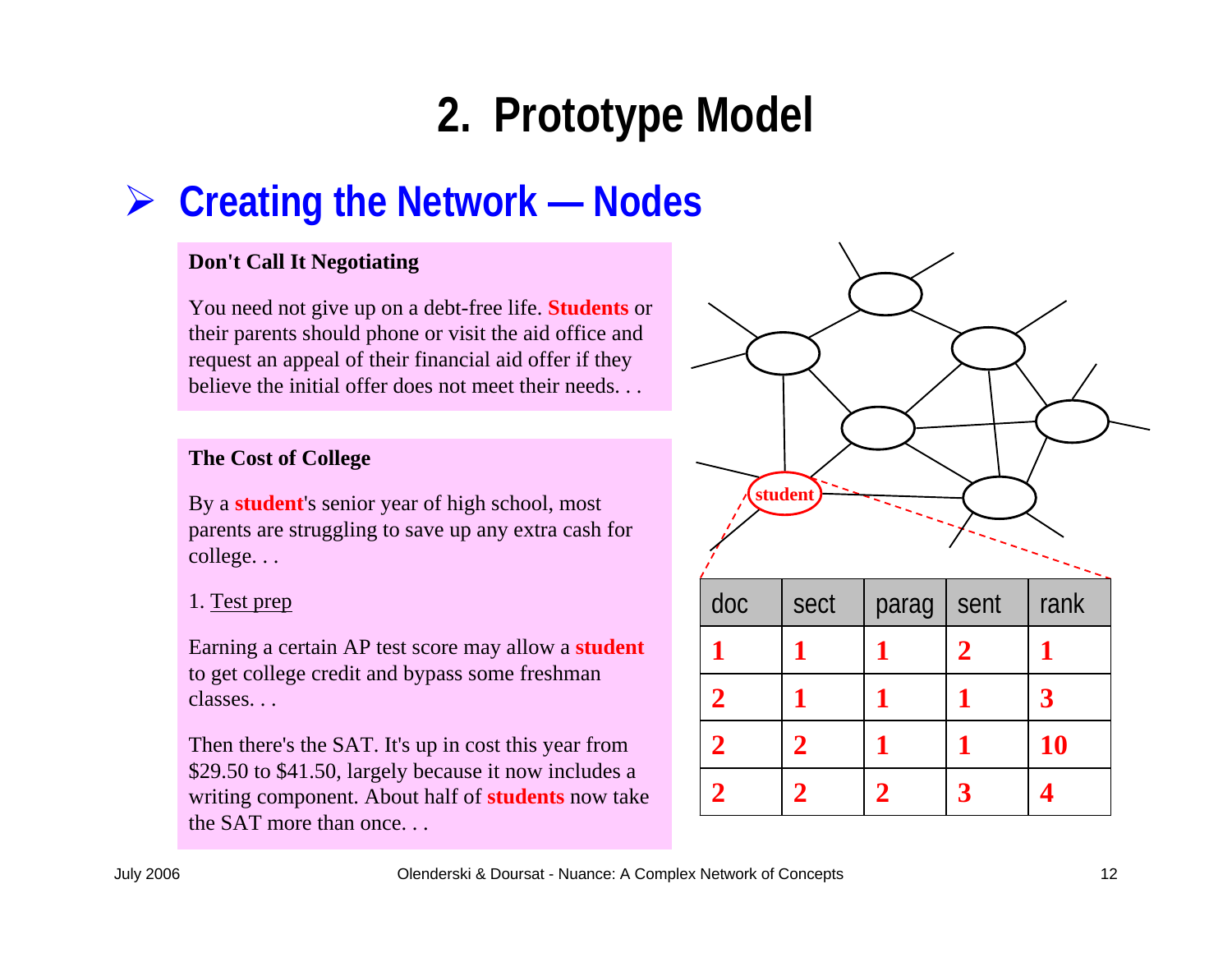# 2. Prototype Model

## Creating the Network — Nodes

**Don't Call It Negotiating**

You need not give up on a debt-free life. **Students** or their parents should phone or visit the aid office and request an appeal of their financial aid offer if they believe the initial offer does not meet their needs. . .

**The Cost of College**

By a **student**'s senior year of high school, most parents are struggling to save up any extra cash for college. . .

1. Test prep

Earning a certain AP test score may allow a **student** to get college credit and bypass some freshman classes. . .

Then there's the SAT. It's up in cost this year from $29.50 to $41.50, largely because it now includes a writing component. About half of **students** now take the SAT more than once. . .

student

| doc | sect | parag | sent | rank |
|---|---|---|---|---|
| 1 | 1 | 1 | 2 | 1 |
| 2 | 1 | 1 | 1 | 3 |
| 2 | 2 | 1 | 1 | 10 |
| 2 | 2 | 2 | 3 | 4 |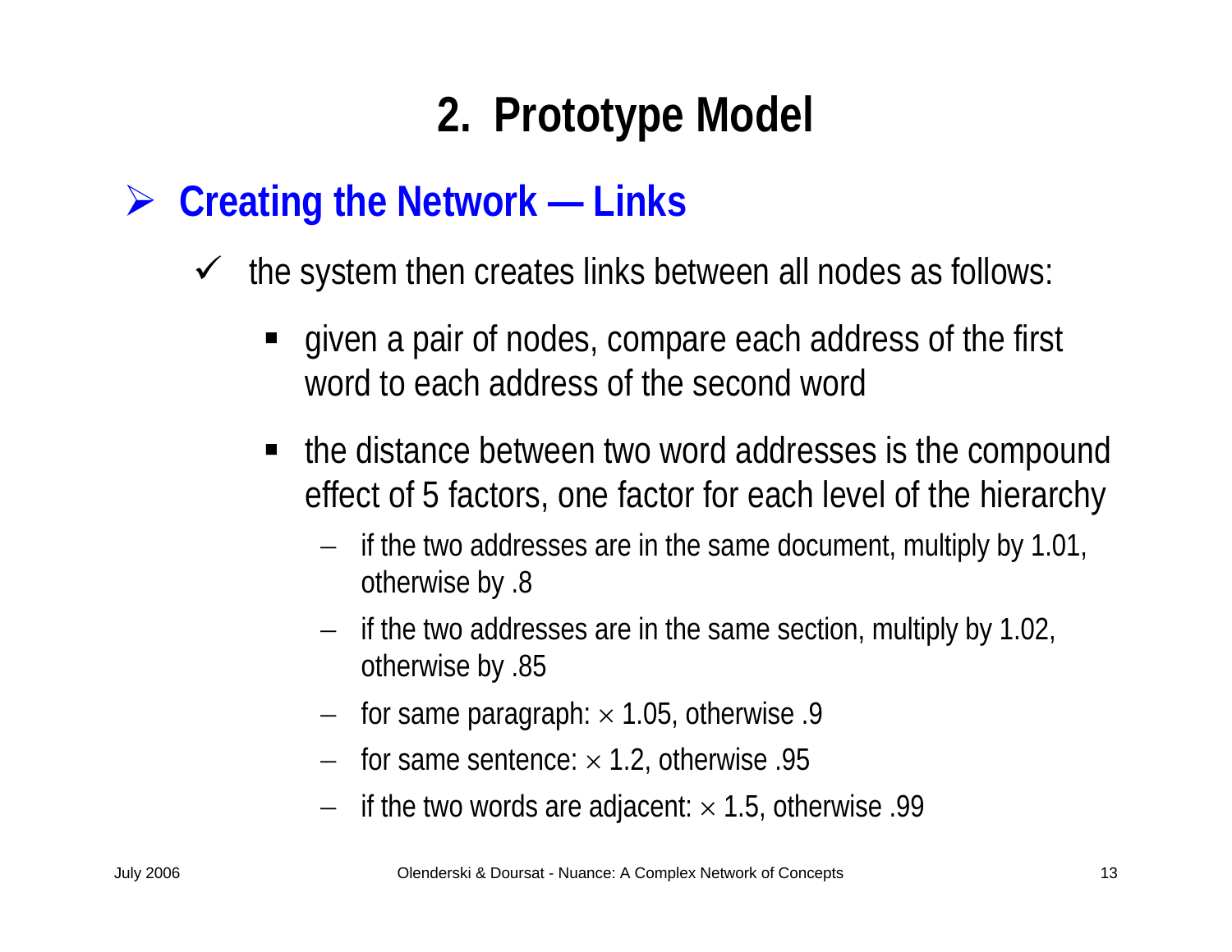# 2. Prototype Model

## Creating the Network — Links

- the system then creates links between all nodes as follows:
  - given a pair of nodes, compare each address of the first word to each address of the second word
  - the distance between two word addresses is the compound effect of 5 factors, one factor for each level of the hierarchy
    - if the two addresses are in the same document, multiply by 1.01, otherwise by .8
    - if the two addresses are in the same section, multiply by 1.02, otherwise by .85
    - for same paragraph: $\times$ 1.05, otherwise .9
    - for same sentence: $\times$ 1.2, otherwise .95
    - if the two words are adjacent: $\times$ 1.5, otherwise .99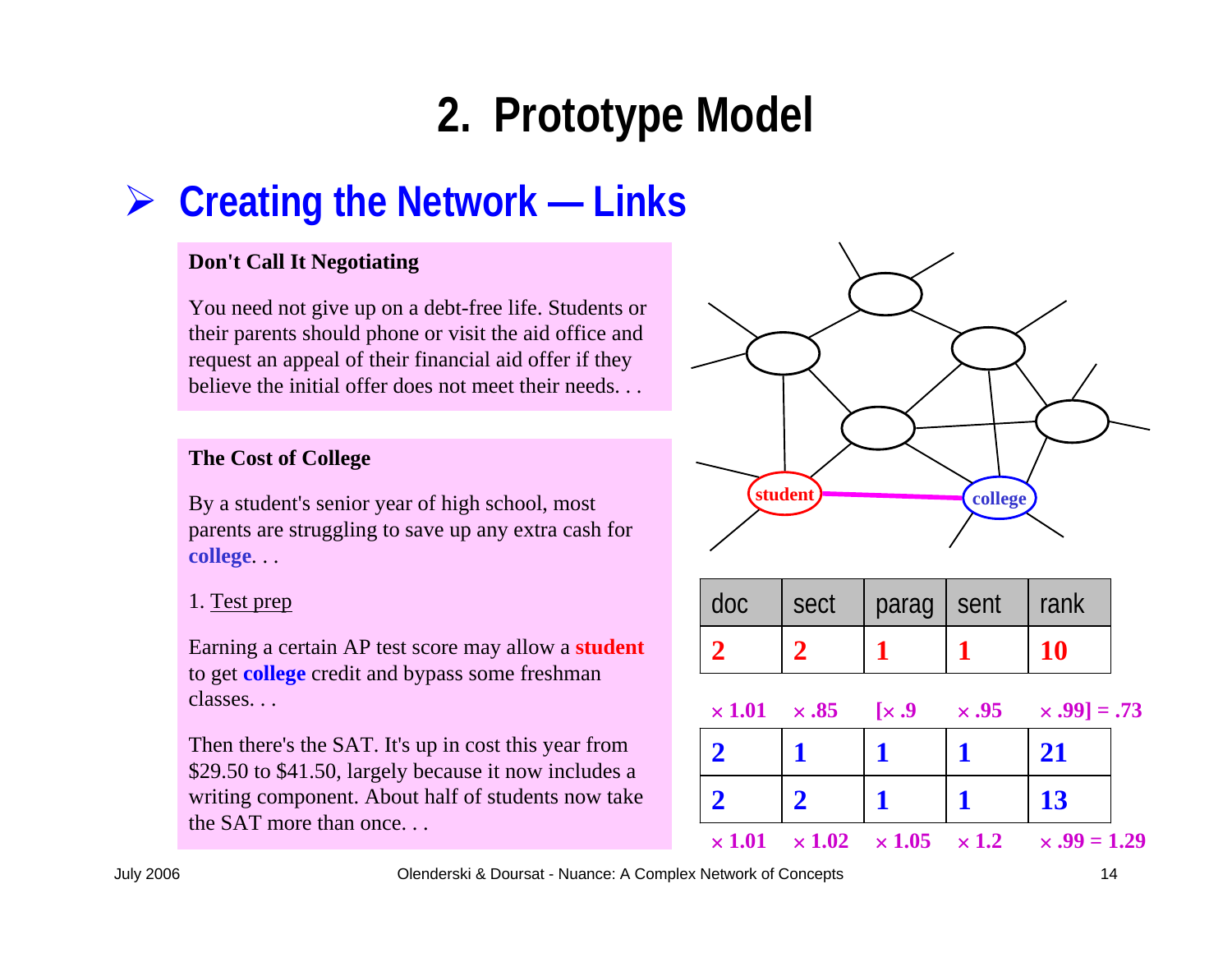# 2. Prototype Model

## ➢ Creating the Network — Links

**Don't Call It Negotiating**

You need not give up on a debt-free life. Students or their parents should phone or visit the aid office and request an appeal of their financial aid offer if they believe the initial offer does not meet their needs. . .

**The Cost of College**

By a student's senior year of high school, most parents are struggling to save up any extra cash for **college**. . .

1. Test prep

Earning a certain AP test score may allow a **student** to get **college** credit and bypass some freshman classes. . .

Then there's the SAT. It's up in cost this year from $29.50 to $41.50, largely because it now includes a writing component. About half of students now take the SAT more than once. . .

| doc | sect | parag | sent | rank |
|---|---|---|---|---|
| 2 | 2 | 1 | 1 | 10 |
| × 1.01 | × .85 | [× .9 | × .95 | × .99] = .73 |
| 2 | 1 | 1 | 1 | 21 |
| 2 | 2 | 1 | 1 | 13 |
| × 1.01 | × 1.02 | × 1.05 | × 1.2 | × .99 = 1.29 |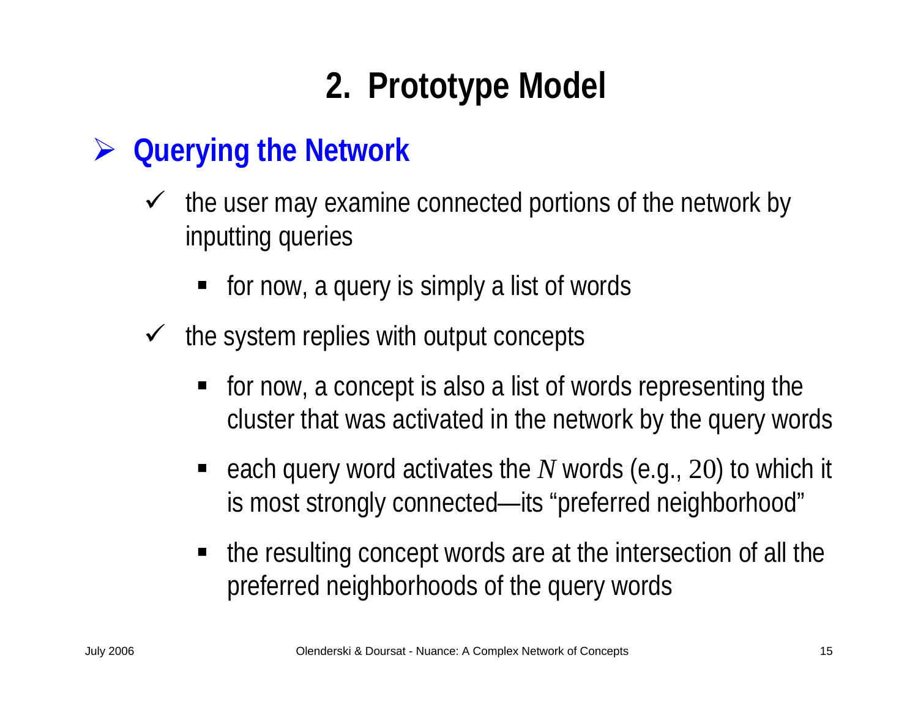# 2. Prototype Model

## Querying the Network

- the user may examine connected portions of the network by inputting queries
  - for now, a query is simply a list of words
- the system replies with output concepts
  - for now, a concept is also a list of words representing the cluster that was activated in the network by the query words
  - each query word activates the $N$ words (e.g., $20$) to which it is most strongly connected—its "preferred neighborhood"
  - the resulting concept words are at the intersection of all the preferred neighborhoods of the query words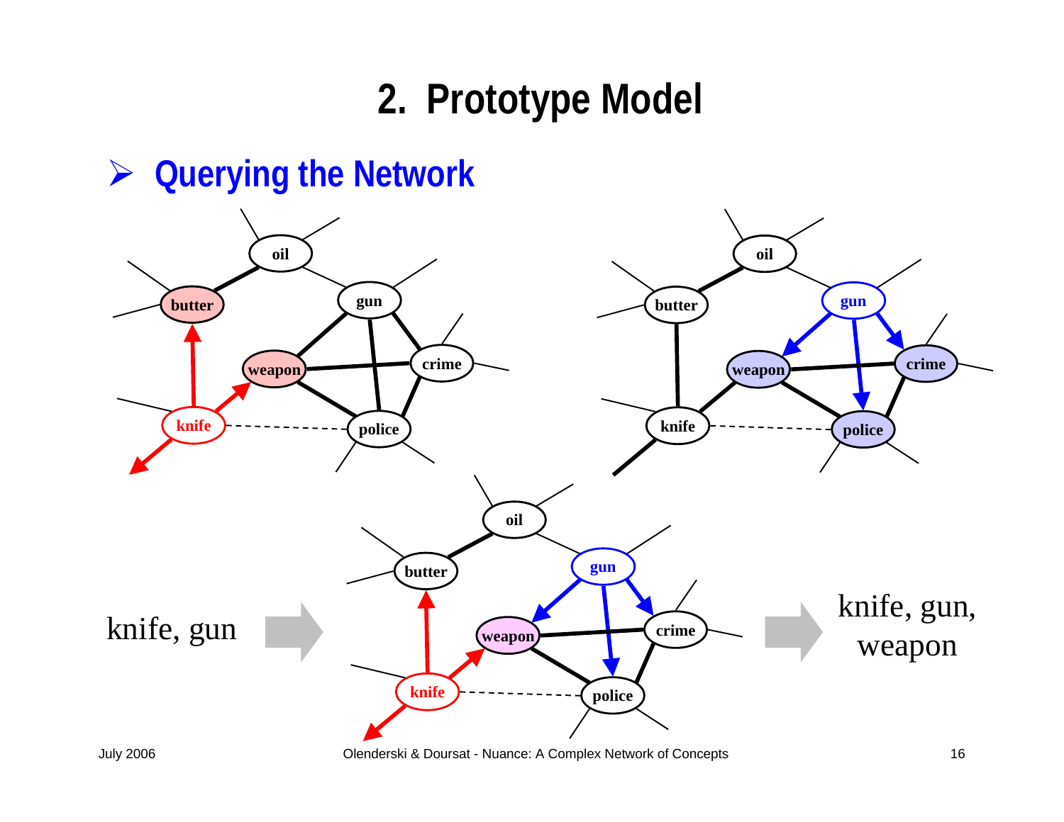# 2. Prototype Model

## ➢ Querying the Network

knife, gun ➡ knife, gun, weapon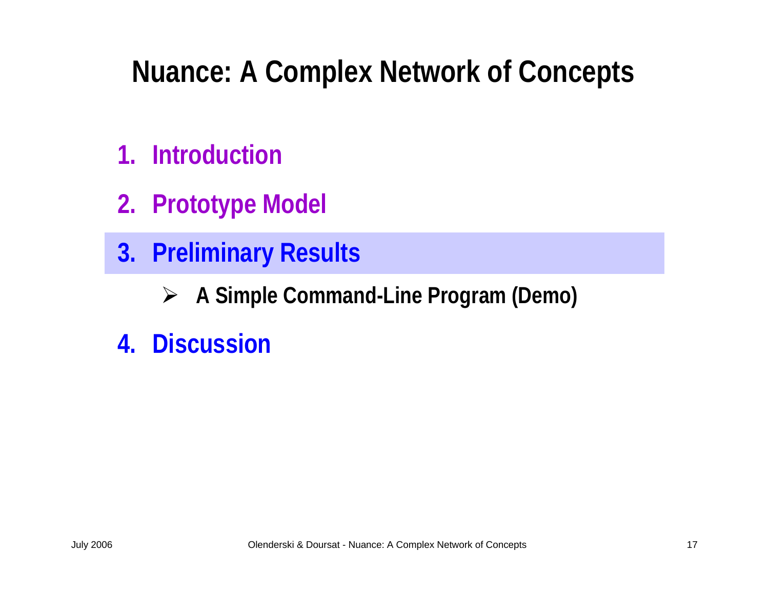# Nuance: A Complex Network of Concepts

1. **Introduction**
2. **Prototype Model**
3. **Preliminary Results**
   - **A Simple Command-Line Program (Demo)**
4. **Discussion**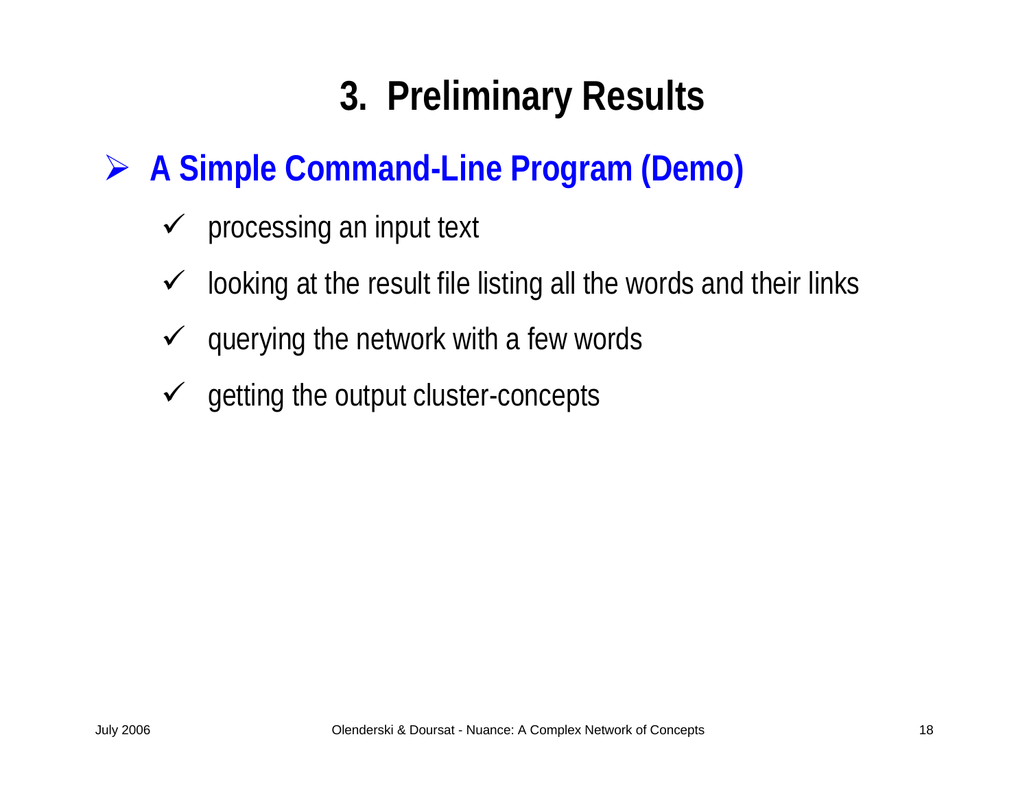# 3. Preliminary Results

## A Simple Command-Line Program (Demo)

- processing an input text
- looking at the result file listing all the words and their links
- querying the network with a few words
- getting the output cluster-concepts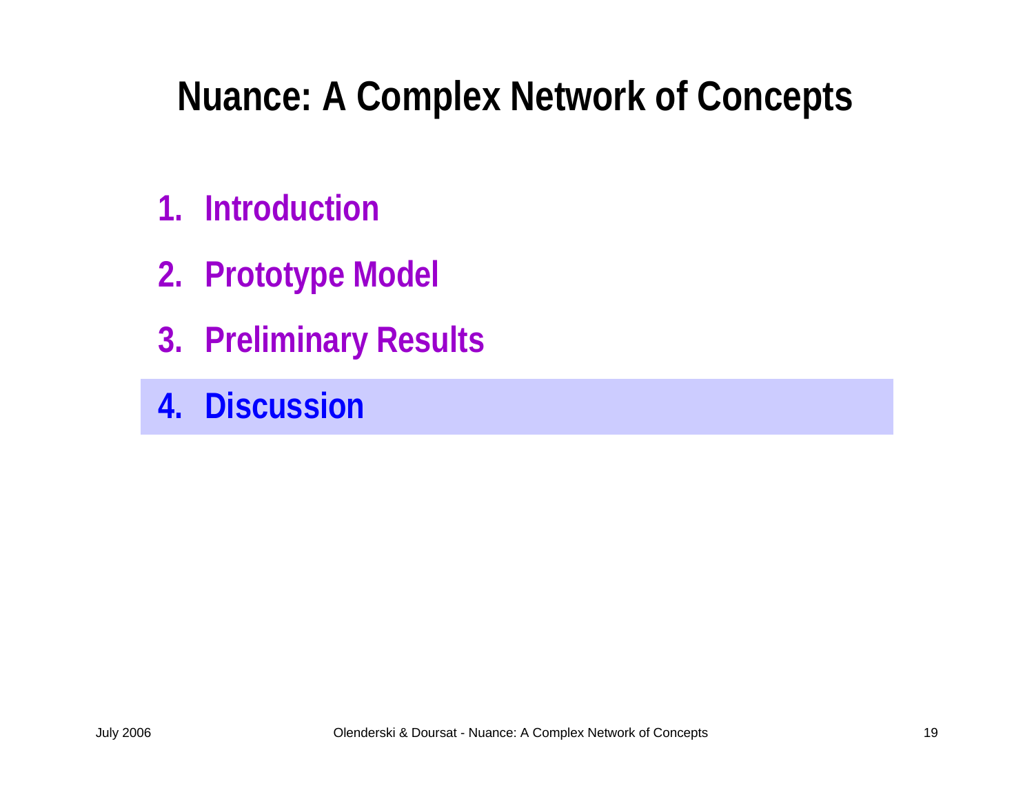# Nuance: A Complex Network of Concepts

1. Introduction
2. Prototype Model
3. Preliminary Results
4. **Discussion**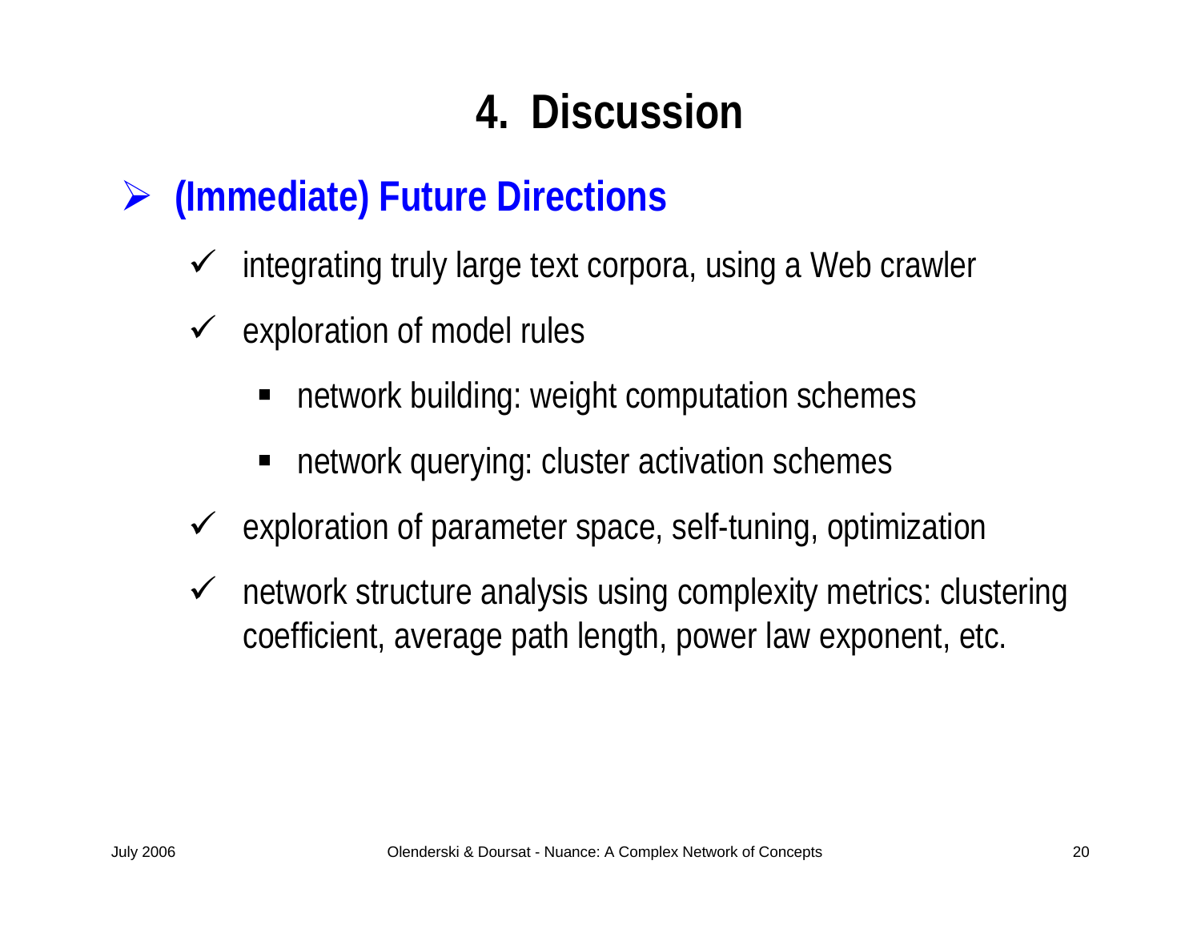# 4. Discussion

## (Immediate) Future Directions

- integrating truly large text corpora, using a Web crawler
- exploration of model rules
  - network building: weight computation schemes
  - network querying: cluster activation schemes
- exploration of parameter space, self-tuning, optimization
- network structure analysis using complexity metrics: clustering coefficient, average path length, power law exponent, etc.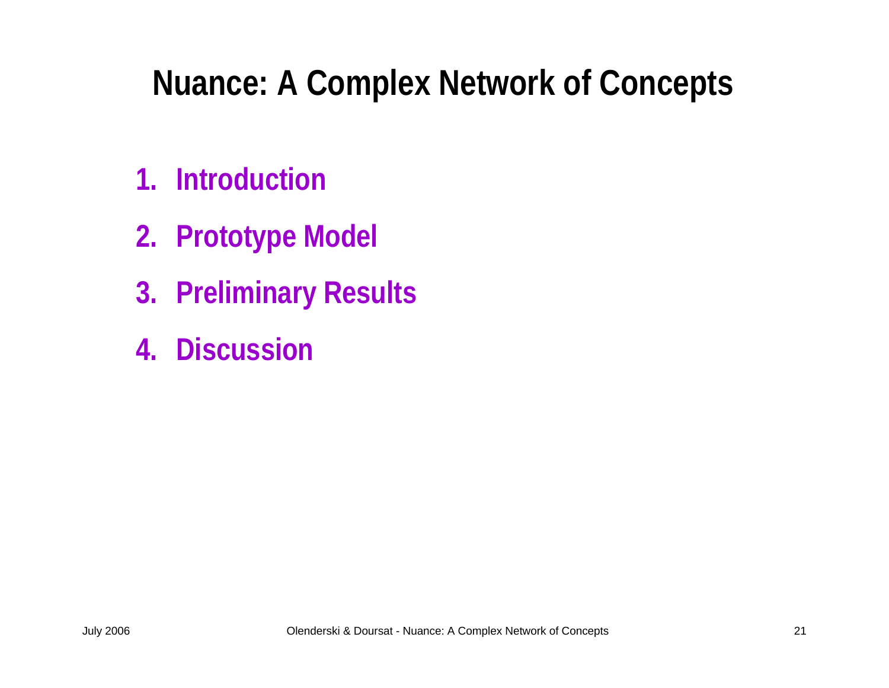# Nuance: A Complex Network of Concepts

1. Introduction
2. Prototype Model
3. Preliminary Results
4. Discussion